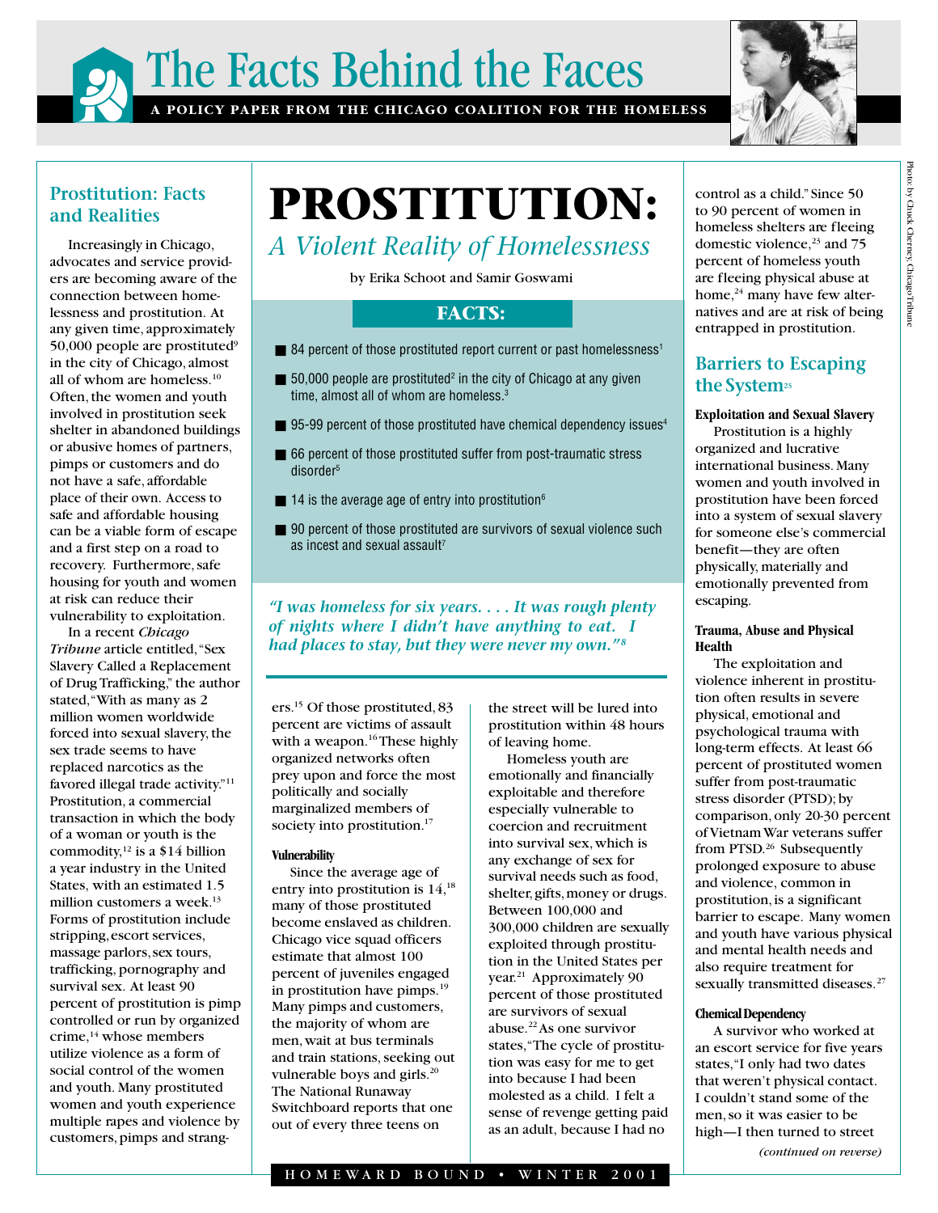# The Facts Behind the Faces

**A POLICY PAPER FROM THE CHICAGO COALITION FOR THE HOMELESS**

Photo by Chuck Cherney, Chicago Tribune

# PROSTITUTION:

## *A Violent Reality of Homelessness*

by Erika Schoot and Samir Goswami

### FACTS:

- 84 percent of those prostituted report current or past homelessness[1]
- 50,000 people are prostituted[2] in the city of Chicago at any given time, almost all of whom are homeless.[3]
- 95-99 percent of those prostituted have chemical dependency issues[4]
- 66 percent of those prostituted suffer from post-traumatic stress disorder[5]
- 14 is the average age of entry into prostitution[6]
- 90 percent of those prostituted are survivors of sexual violence such as incest and sexual assault[7]

*"I was homeless for six years. . . . It was rough plenty of nights where I didn't have anything to eat. I had places to stay, but they were never my own."[8]*

## Prostitution: Facts and Realities

Increasingly in Chicago, advocates and service providers are becoming aware of the connection between homelessness and prostitution. At any given time, approximately 50,000 people are prostituted[9] in the city of Chicago, almost all of whom are homeless.[10] Often, the women and youth involved in prostitution seek shelter in abandoned buildings or abusive homes of partners, pimps or customers and do not have a safe, affordable place of their own. Access to safe and affordable housing can be a viable form of escape and a first step on a road to recovery. Furthermore, safe housing for youth and women at risk can reduce their vulnerability to exploitation.

In a recent *Chicago Tribune* article entitled, "Sex Slavery Called a Replacement of Drug Trafficking," the author stated, "With as many as 2 million women worldwide forced into sexual slavery, the sex trade seems to have replaced narcotics as the favored illegal trade activity."[11] Prostitution, a commercial transaction in which the body of a woman or youth is the commodity,[12] is a $14 billion a year industry in the United States, with an estimated 1.5 million customers a week.[13] Forms of prostitution include stripping, escort services, massage parlors, sex tours, trafficking, pornography and survival sex. At least 90 percent of prostitution is pimp controlled or run by organized crime,[14] whose members utilize violence as a form of social control of the women and youth. Many prostituted women and youth experience multiple rapes and violence by customers, pimps and strangers.[15] Of those prostituted, 83 percent are victims of assault with a weapon.[16] These highly organized networks often prey upon and force the most politically and socially marginalized members of society into prostitution.[17]

#### Vulnerability

Since the average age of entry into prostitution is 14,[18] many of those prostituted become enslaved as children. Chicago vice squad officers estimate that almost 100 percent of juveniles engaged in prostitution have pimps.[19] Many pimps and customers, the majority of whom are men, wait at bus terminals and train stations, seeking out vulnerable boys and girls.[20] The National Runaway Switchboard reports that one out of every three teens on the street will be lured into prostitution within 48 hours of leaving home.

Homeless youth are emotionally and financially exploitable and therefore especially vulnerable to coercion and recruitment into survival sex, which is any exchange of sex for survival needs such as food, shelter, gifts, money or drugs. Between 100,000 and 300,000 children are sexually exploited through prostitution in the United States per year.[21] Approximately 90 percent of those prostituted are survivors of sexual abuse.[22] As one survivor states, "The cycle of prostitution was easy for me to get into because I had been molested as a child. I felt a sense of revenge getting paid as an adult, because I had no control as a child." Since 50 to 90 percent of women in homeless shelters are fleeing domestic violence,[23] and 75 percent of homeless youth are fleeing physical abuse at home,[24] many have few alternatives and are at risk of being entrapped in prostitution.

## Barriers to Escaping the System[25]

#### Exploitation and Sexual Slavery

Prostitution is a highly organized and lucrative international business. Many women and youth involved in prostitution have been forced into a system of sexual slavery for someone else's commercial benefit—they are often physically, materially and emotionally prevented from escaping.

#### Trauma, Abuse and Physical Health

The exploitation and violence inherent in prostitution often results in severe physical, emotional and psychological trauma with long-term effects. At least 66 percent of prostituted women suffer from post-traumatic stress disorder (PTSD); by comparison, only 20-30 percent of Vietnam War veterans suffer from PTSD.[26] Subsequently prolonged exposure to abuse and violence, common in prostitution, is a significant barrier to escape. Many women and youth have various physical and mental health needs and also require treatment for sexually transmitted diseases.[27]

#### Chemical Dependency

A survivor who worked at an escort service for five years states, "I only had two dates that weren't physical contact. I couldn't stand some of the men, so it was easier to be high—I then turned to street

*(continued on reverse)*

HOMEWARD BOUND • WINTER 2001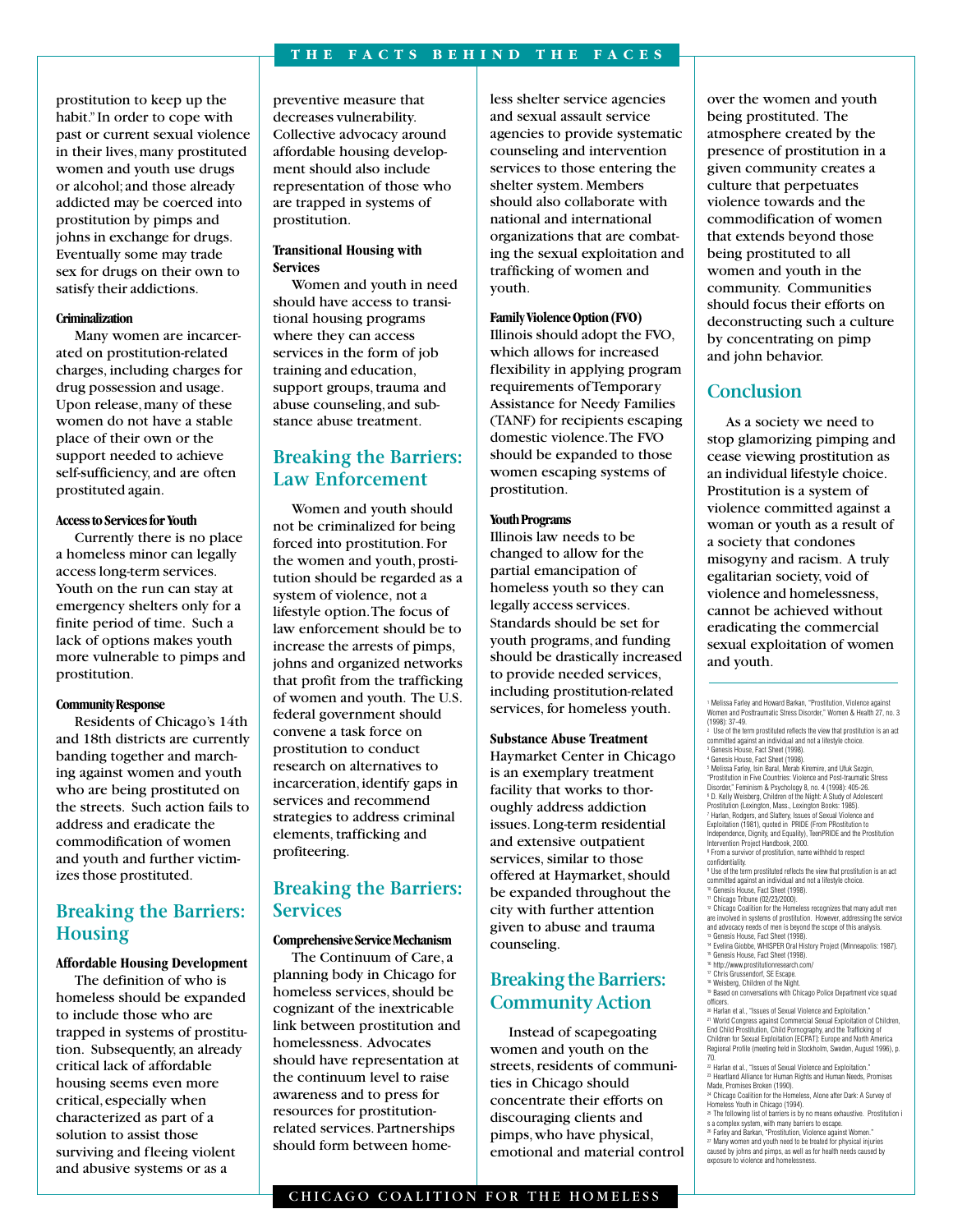prostitution to keep up the habit." In order to cope with past or current sexual violence in their lives, many prostituted women and youth use drugs or alcohol; and those already addicted may be coerced into prostitution by pimps and johns in exchange for drugs. Eventually some may trade sex for drugs on their own to satisfy their addictions.

#### Criminalization

Many women are incarcerated on prostitution-related charges, including charges for drug possession and usage. Upon release, many of these women do not have a stable place of their own or the support needed to achieve self-sufficiency, and are often prostituted again.

#### Access to Services for Youth

Currently there is no place a homeless minor can legally access long-term services. Youth on the run can stay at emergency shelters only for a finite period of time. Such a lack of options makes youth more vulnerable to pimps and prostitution.

#### Community Response

Residents of Chicago's 14th and 18th districts are currently banding together and marching against women and youth who are being prostituted on the streets. Such action fails to address and eradicate the commodification of women and youth and further victimizes those prostituted.

## Breaking the Barriers: Housing

#### Affordable Housing Development

The definition of who is homeless should be expanded to include those who are trapped in systems of prostitution. Subsequently, an already critical lack of affordable housing seems even more critical, especially when characterized as part of a solution to assist those surviving and fleeing violent and abusive systems or as a preventive measure that decreases vulnerability. Collective advocacy around affordable housing development should also include representation of those who are trapped in systems of prostitution.

#### Transitional Housing with Services

Women and youth in need should have access to transitional housing programs where they can access services in the form of job training and education, support groups, trauma and abuse counseling, and substance abuse treatment.

## Breaking the Barriers: Law Enforcement

Women and youth should not be criminalized for being forced into prostitution. For the women and youth, prostitution should be regarded as a system of violence, not a lifestyle option. The focus of law enforcement should be to increase the arrests of pimps, johns and organized networks that profit from the trafficking of women and youth. The U.S. federal government should convene a task force on prostitution to conduct research on alternatives to incarceration, identify gaps in services and recommend strategies to address criminal elements, trafficking and profiteering.

## Breaking the Barriers: Services

#### Comprehensive Service Mechanism

The Continuum of Care, a planning body in Chicago for homeless services, should be cognizant of the inextricable link between prostitution and homelessness. Advocates should have representation at the continuum level to raise awareness and to press for resources for prostitution-related services. Partnerships should form between homeless shelter service agencies and sexual assault service agencies to provide systematic counseling and intervention services to those entering the shelter system. Members should also collaborate with national and international organizations that are combating the sexual exploitation and trafficking of women and youth.

#### Family Violence Option (FVO)

Illinois should adopt the FVO, which allows for increased flexibility in applying program requirements of Temporary Assistance for Needy Families (TANF) for recipients escaping domestic violence. The FVO should be expanded to those women escaping systems of prostitution.

#### Youth Programs

Illinois law needs to be changed to allow for the partial emancipation of homeless youth so they can legally access services. Standards should be set for youth programs, and funding should be drastically increased to provide needed services, including prostitution-related services, for homeless youth.

#### Substance Abuse Treatment

Haymarket Center in Chicago is an exemplary treatment facility that works to thoroughly address addiction issues. Long-term residential and extensive outpatient services, similar to those offered at Haymarket, should be expanded throughout the city with further attention given to abuse and trauma counseling.

## Breaking the Barriers: Community Action

Instead of scapegoating women and youth on the streets, residents of communities in Chicago should concentrate their efforts on discouraging clients and pimps, who have physical, emotional and material control over the women and youth being prostituted. The atmosphere created by the presence of prostitution in a given community creates a culture that perpetuates violence towards and the commodification of women that extends beyond those being prostituted to all women and youth in the community. Communities should focus their efforts on deconstructing such a culture by concentrating on pimp and john behavior.

## Conclusion

As a society we need to stop glamorizing pimping and cease viewing prostitution as an individual lifestyle choice. Prostitution is a system of violence committed against a woman or youth as a result of a society that condones misogyny and racism. A truly egalitarian society, void of violence and homelessness, cannot be achieved without eradicating the commercial sexual exploitation of women and youth.

---

[1] Melissa Farley and Howard Barkan, "Prostitution, Violence against Women and Posttraumatic Stress Disorder," Women & Health 27, no. 3 (1998): 37-49.
[2] Use of the term prostituted reflects the view that prostitution is an act committed against an individual and not a lifestyle choice.
[3] Genesis House, Fact Sheet (1998).
[4] Genesis House, Fact Sheet (1998).
[5] Melissa Farley, Isin Baral, Merab Kiremire, and Ufuk Sezgin, "Prostitution in Five Countries: Violence and Post-traumatic Stress Disorder," Feminism & Psychology 8, no. 4 (1998): 405-26.
[6] D. Kelly Weisberg, Children of the Night: A Study of Adolescent Prostitution (Lexington, Mass., Lexington Books: 1985).
[7] Harlan, Rodgers, and Slattery, Issues of Sexual Violence and Exploitation (1981), quoted in PRIDE (From PRostitution to Independence, Dignity, and Equality), TeenPRIDE and the Prostitution Intervention Project Handbook, 2000.
[8] From a survivor of prostitution, name withheld to respect confidentiality.
[9] Use of the term prostituted reflects the view that prostitution is an act committed against an individual and not a lifestyle choice.
[10] Genesis House, Fact Sheet (1998).
[11] Chicago Tribune (02/23/2000).
[12] Chicago Coalition for the Homeless recognizes that many adult men are involved in systems of prostitution. However, addressing the service and advocacy needs of men is beyond the scope of this analysis.
[13] Genesis House, Fact Sheet (1998).
[14] Evelina Giobbe, WHISPER Oral History Project (Minneapolis: 1987).
[15] Genesis House, Fact Sheet (1998).
[16] http://www.prostitutionresearch.com/
[17] Chris Grussendorf, SE Escape.
[18] Weisberg, Children of the Night.
[19] Based on conversations with Chicago Police Department vice squad officers.
[20] Harlan et al., "Issues of Sexual Violence and Exploitation."
[21] World Congress against Commercial Sexual Exploitation of Children, End Child Prostitution, Child Pornography, and the Trafficking of Children for Sexual Exploitation [ECPAT]: Europe and North America Regional Profile (meeting held in Stockholm, Sweden, August 1996), p. 70.
[22] Harlan et al., "Issues of Sexual Violence and Exploitation."
[23] Heartland Alliance for Human Rights and Human Needs, Promises Made, Promises Broken (1990).
[24] Chicago Coalition for the Homeless, Alone after Dark: A Survey of Homeless Youth in Chicago (1994).
[25] The following list of barriers is by no means exhaustive. Prostitution is a complex system, with many barriers to escape.
[26] Farley and Barkan, "Prostitution, Violence against Women."
[27] Many women and youth need to be treated for physical injuries caused by johns and pimps, as well as for health needs caused by exposure to violence and homelessness.